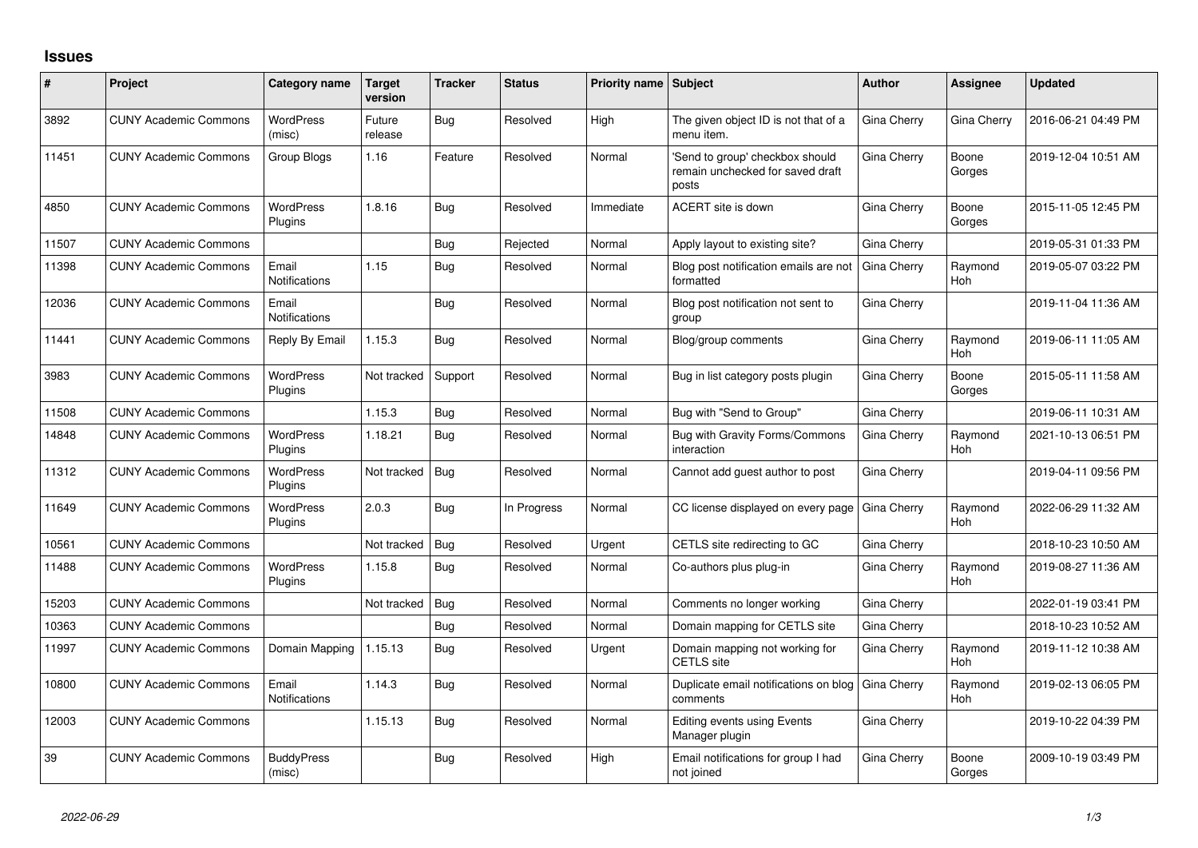# Issues

| # | Project | Category name | Target version | Tracker | Status | Priority name | Subject | Author | Assignee | Updated |
|---|---|---|---|---|---|---|---|---|---|---|
| 3892 | CUNY Academic Commons | WordPress (misc) | Future release | Bug | Resolved | High | The given object ID is not that of a menu item. | Gina Cherry | Gina Cherry | 2016-06-21 04:49 PM |
| 11451 | CUNY Academic Commons | Group Blogs | 1.16 | Feature | Resolved | Normal | 'Send to group' checkbox should remain unchecked for saved draft posts | Gina Cherry | Boone Gorges | 2019-12-04 10:51 AM |
| 4850 | CUNY Academic Commons | WordPress Plugins | 1.8.16 | Bug | Resolved | Immediate | ACERT site is down | Gina Cherry | Boone Gorges | 2015-11-05 12:45 PM |
| 11507 | CUNY Academic Commons | | | Bug | Rejected | Normal | Apply layout to existing site? | Gina Cherry | | 2019-05-31 01:33 PM |
| 11398 | CUNY Academic Commons | Email Notifications | 1.15 | Bug | Resolved | Normal | Blog post notification emails are not formatted | Gina Cherry | Raymond Hoh | 2019-05-07 03:22 PM |
| 12036 | CUNY Academic Commons | Email Notifications | | Bug | Resolved | Normal | Blog post notification not sent to group | Gina Cherry | | 2019-11-04 11:36 AM |
| 11441 | CUNY Academic Commons | Reply By Email | 1.15.3 | Bug | Resolved | Normal | Blog/group comments | Gina Cherry | Raymond Hoh | 2019-06-11 11:05 AM |
| 3983 | CUNY Academic Commons | WordPress Plugins | Not tracked | Support | Resolved | Normal | Bug in list category posts plugin | Gina Cherry | Boone Gorges | 2015-05-11 11:58 AM |
| 11508 | CUNY Academic Commons | | 1.15.3 | Bug | Resolved | Normal | Bug with "Send to Group" | Gina Cherry | | 2019-06-11 10:31 AM |
| 14848 | CUNY Academic Commons | WordPress Plugins | 1.18.21 | Bug | Resolved | Normal | Bug with Gravity Forms/Commons interaction | Gina Cherry | Raymond Hoh | 2021-10-13 06:51 PM |
| 11312 | CUNY Academic Commons | WordPress Plugins | Not tracked | Bug | Resolved | Normal | Cannot add guest author to post | Gina Cherry | | 2019-04-11 09:56 PM |
| 11649 | CUNY Academic Commons | WordPress Plugins | 2.0.3 | Bug | In Progress | Normal | CC license displayed on every page | Gina Cherry | Raymond Hoh | 2022-06-29 11:32 AM |
| 10561 | CUNY Academic Commons | | Not tracked | Bug | Resolved | Urgent | CETLS site redirecting to GC | Gina Cherry | | 2018-10-23 10:50 AM |
| 11488 | CUNY Academic Commons | WordPress Plugins | 1.15.8 | Bug | Resolved | Normal | Co-authors plus plug-in | Gina Cherry | Raymond Hoh | 2019-08-27 11:36 AM |
| 15203 | CUNY Academic Commons | | Not tracked | Bug | Resolved | Normal | Comments no longer working | Gina Cherry | | 2022-01-19 03:41 PM |
| 10363 | CUNY Academic Commons | | | Bug | Resolved | Normal | Domain mapping for CETLS site | Gina Cherry | | 2018-10-23 10:52 AM |
| 11997 | CUNY Academic Commons | Domain Mapping | 1.15.13 | Bug | Resolved | Urgent | Domain mapping not working for CETLS site | Gina Cherry | Raymond Hoh | 2019-11-12 10:38 AM |
| 10800 | CUNY Academic Commons | Email Notifications | 1.14.3 | Bug | Resolved | Normal | Duplicate email notifications on blog comments | Gina Cherry | Raymond Hoh | 2019-02-13 06:05 PM |
| 12003 | CUNY Academic Commons | | 1.15.13 | Bug | Resolved | Normal | Editing events using Events Manager plugin | Gina Cherry | | 2019-10-22 04:39 PM |
| 39 | CUNY Academic Commons | BuddyPress (misc) | | Bug | Resolved | High | Email notifications for group I had not joined | Gina Cherry | Boone Gorges | 2009-10-19 03:49 PM |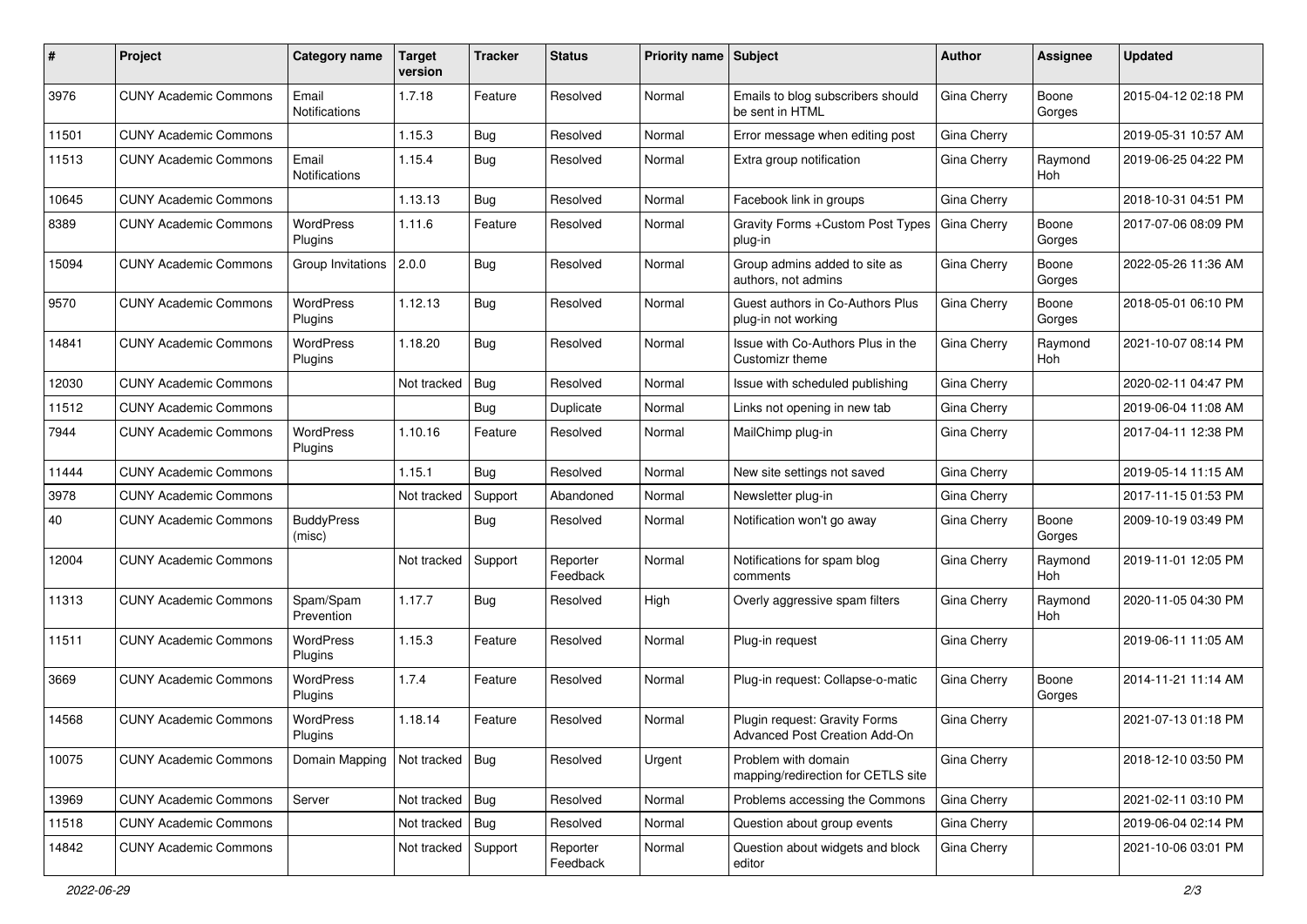| # | Project | Category name | Target version | Tracker | Status | Priority name | Subject | Author | Assignee | Updated |
|---|---|---|---|---|---|---|---|---|---|---|
| 3976 | CUNY Academic Commons | Email Notifications | 1.7.18 | Feature | Resolved | Normal | Emails to blog subscribers should be sent in HTML | Gina Cherry | Boone Gorges | 2015-04-12 02:18 PM |
| 11501 | CUNY Academic Commons | | 1.15.3 | Bug | Resolved | Normal | Error message when editing post | Gina Cherry | | 2019-05-31 10:57 AM |
| 11513 | CUNY Academic Commons | Email Notifications | 1.15.4 | Bug | Resolved | Normal | Extra group notification | Gina Cherry | Raymond Hoh | 2019-06-25 04:22 PM |
| 10645 | CUNY Academic Commons | | 1.13.13 | Bug | Resolved | Normal | Facebook link in groups | Gina Cherry | | 2018-10-31 04:51 PM |
| 8389 | CUNY Academic Commons | WordPress Plugins | 1.11.6 | Feature | Resolved | Normal | Gravity Forms +Custom Post Types plug-in | Gina Cherry | Boone Gorges | 2017-07-06 08:09 PM |
| 15094 | CUNY Academic Commons | Group Invitations | 2.0.0 | Bug | Resolved | Normal | Group admins added to site as authors, not admins | Gina Cherry | Boone Gorges | 2022-05-26 11:36 AM |
| 9570 | CUNY Academic Commons | WordPress Plugins | 1.12.13 | Bug | Resolved | Normal | Guest authors in Co-Authors Plus plug-in not working | Gina Cherry | Boone Gorges | 2018-05-01 06:10 PM |
| 14841 | CUNY Academic Commons | WordPress Plugins | 1.18.20 | Bug | Resolved | Normal | Issue with Co-Authors Plus in the Customizr theme | Gina Cherry | Raymond Hoh | 2021-10-07 08:14 PM |
| 12030 | CUNY Academic Commons | | Not tracked | Bug | Resolved | Normal | Issue with scheduled publishing | Gina Cherry | | 2020-02-11 04:47 PM |
| 11512 | CUNY Academic Commons | | | Bug | Duplicate | Normal | Links not opening in new tab | Gina Cherry | | 2019-06-04 11:08 AM |
| 7944 | CUNY Academic Commons | WordPress Plugins | 1.10.16 | Feature | Resolved | Normal | MailChimp plug-in | Gina Cherry | | 2017-04-11 12:38 PM |
| 11444 | CUNY Academic Commons | | 1.15.1 | Bug | Resolved | Normal | New site settings not saved | Gina Cherry | | 2019-05-14 11:15 AM |
| 3978 | CUNY Academic Commons | | Not tracked | Support | Abandoned | Normal | Newsletter plug-in | Gina Cherry | | 2017-11-15 01:53 PM |
| 40 | CUNY Academic Commons | BuddyPress (misc) | | Bug | Resolved | Normal | Notification won't go away | Gina Cherry | Boone Gorges | 2009-10-19 03:49 PM |
| 12004 | CUNY Academic Commons | | Not tracked | Support | Reporter Feedback | Normal | Notifications for spam blog comments | Gina Cherry | Raymond Hoh | 2019-11-01 12:05 PM |
| 11313 | CUNY Academic Commons | Spam/Spam Prevention | 1.17.7 | Bug | Resolved | High | Overly aggressive spam filters | Gina Cherry | Raymond Hoh | 2020-11-05 04:30 PM |
| 11511 | CUNY Academic Commons | WordPress Plugins | 1.15.3 | Feature | Resolved | Normal | Plug-in request | Gina Cherry | | 2019-06-11 11:05 AM |
| 3669 | CUNY Academic Commons | WordPress Plugins | 1.7.4 | Feature | Resolved | Normal | Plug-in request: Collapse-o-matic | Gina Cherry | Boone Gorges | 2014-11-21 11:14 AM |
| 14568 | CUNY Academic Commons | WordPress Plugins | 1.18.14 | Feature | Resolved | Normal | Plugin request: Gravity Forms Advanced Post Creation Add-On | Gina Cherry | | 2021-07-13 01:18 PM |
| 10075 | CUNY Academic Commons | Domain Mapping | Not tracked | Bug | Resolved | Urgent | Problem with domain mapping/redirection for CETLS site | Gina Cherry | | 2018-12-10 03:50 PM |
| 13969 | CUNY Academic Commons | Server | Not tracked | Bug | Resolved | Normal | Problems accessing the Commons | Gina Cherry | | 2021-02-11 03:10 PM |
| 11518 | CUNY Academic Commons | | Not tracked | Bug | Resolved | Normal | Question about group events | Gina Cherry | | 2019-06-04 02:14 PM |
| 14842 | CUNY Academic Commons | | Not tracked | Support | Reporter Feedback | Normal | Question about widgets and block editor | Gina Cherry | | 2021-10-06 03:01 PM |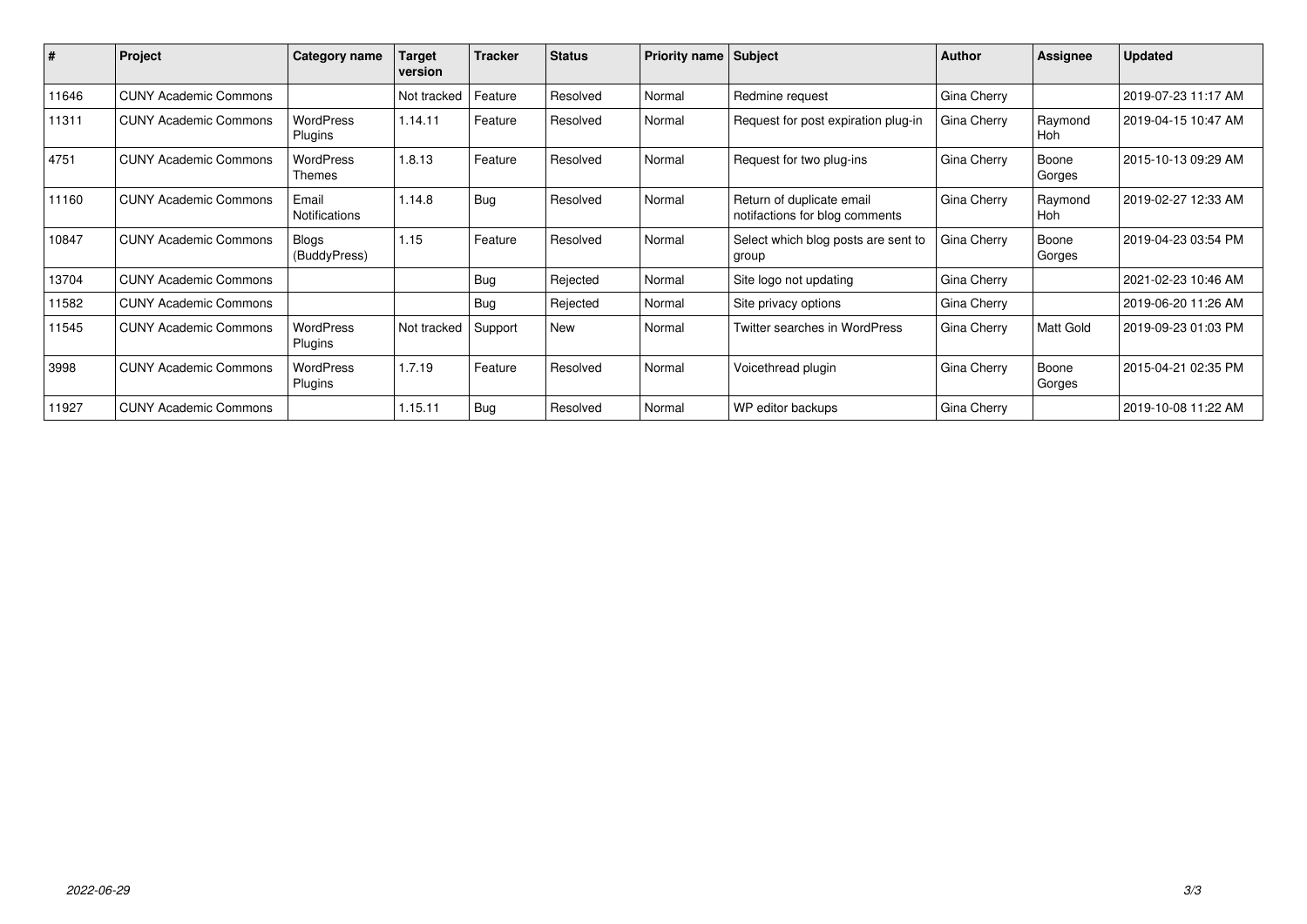| # | Project | Category name | Target version | Tracker | Status | Priority name | Subject | Author | Assignee | Updated |
|---|---|---|---|---|---|---|---|---|---|---|
| 11646 | CUNY Academic Commons | | Not tracked | Feature | Resolved | Normal | Redmine request | Gina Cherry | | 2019-07-23 11:17 AM |
| 11311 | CUNY Academic Commons | WordPress Plugins | 1.14.11 | Feature | Resolved | Normal | Request for post expiration plug-in | Gina Cherry | Raymond Hoh | 2019-04-15 10:47 AM |
| 4751 | CUNY Academic Commons | WordPress Themes | 1.8.13 | Feature | Resolved | Normal | Request for two plug-ins | Gina Cherry | Boone Gorges | 2015-10-13 09:29 AM |
| 11160 | CUNY Academic Commons | Email Notifications | 1.14.8 | Bug | Resolved | Normal | Return of duplicate email notifactions for blog comments | Gina Cherry | Raymond Hoh | 2019-02-27 12:33 AM |
| 10847 | CUNY Academic Commons | Blogs (BuddyPress) | 1.15 | Feature | Resolved | Normal | Select which blog posts are sent to group | Gina Cherry | Boone Gorges | 2019-04-23 03:54 PM |
| 13704 | CUNY Academic Commons | | | Bug | Rejected | Normal | Site logo not updating | Gina Cherry | | 2021-02-23 10:46 AM |
| 11582 | CUNY Academic Commons | | | Bug | Rejected | Normal | Site privacy options | Gina Cherry | | 2019-06-20 11:26 AM |
| 11545 | CUNY Academic Commons | WordPress Plugins | Not tracked | Support | New | Normal | Twitter searches in WordPress | Gina Cherry | Matt Gold | 2019-09-23 01:03 PM |
| 3998 | CUNY Academic Commons | WordPress Plugins | 1.7.19 | Feature | Resolved | Normal | Voicethread plugin | Gina Cherry | Boone Gorges | 2015-04-21 02:35 PM |
| 11927 | CUNY Academic Commons | | 1.15.11 | Bug | Resolved | Normal | WP editor backups | Gina Cherry | | 2019-10-08 11:22 AM |

*2022-06-29*